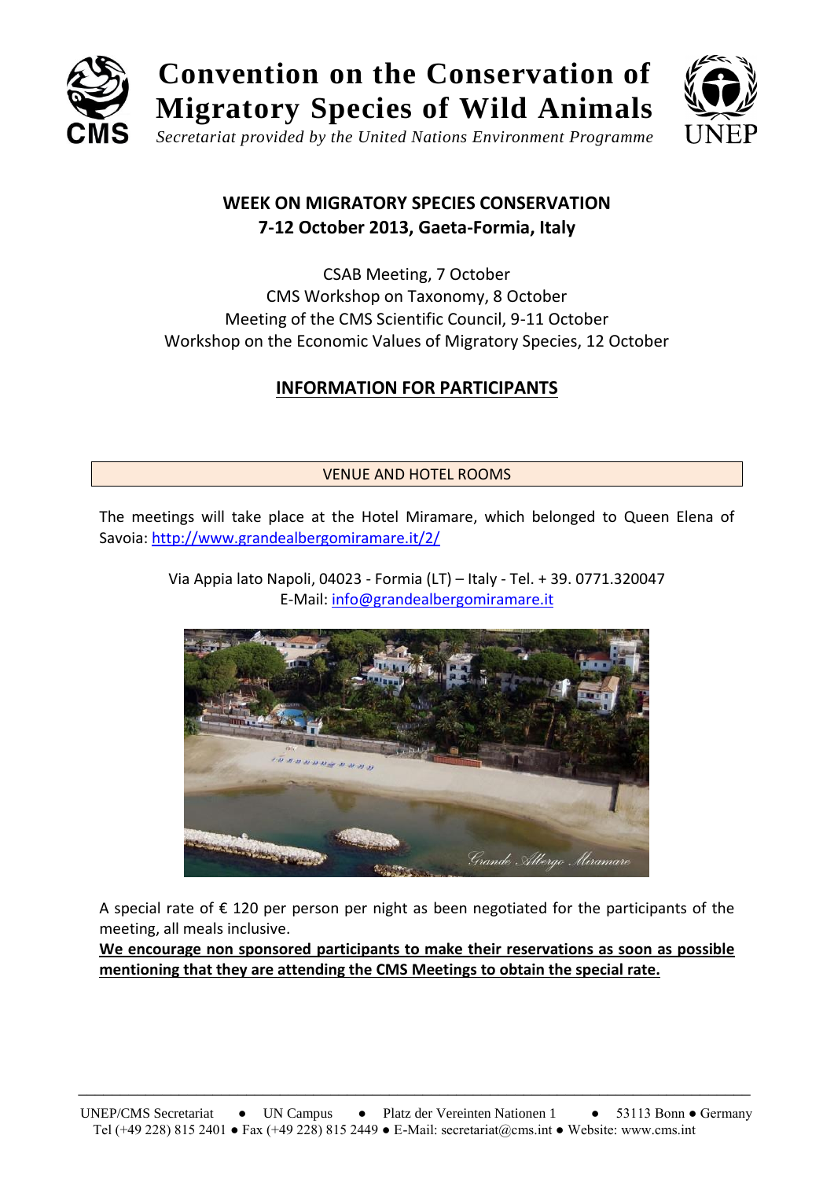# Convention on the Conservation of Migratory Species of Wild Animals

*Secretariat provided by the United Nations Environment Programme*

## WEEK ON MIGRATORY SPECIES CONSERVATION
## 7-12 October 2013, Gaeta-Formia, Italy

CSAB Meeting, 7 October
CMS Workshop on Taxonomy, 8 October
Meeting of the CMS Scientific Council, 9-11 October
Workshop on the Economic Values of Migratory Species, 12 October

## INFORMATION FOR PARTICIPANTS

### VENUE AND HOTEL ROOMS

The meetings will take place at the Hotel Miramare, which belonged to Queen Elena of Savoia: http://www.grandealbergomiramare.it/2/

Via Appia lato Napoli, 04023 - Formia (LT) – Italy - Tel. + 39. 0771.320047
E-Mail: info@grandealbergomiramare.it

A special rate of € 120 per person per night as been negotiated for the participants of the meeting, all meals inclusive.

**We encourage non sponsored participants to make their reservations as soon as possible mentioning that they are attending the CMS Meetings to obtain the special rate.**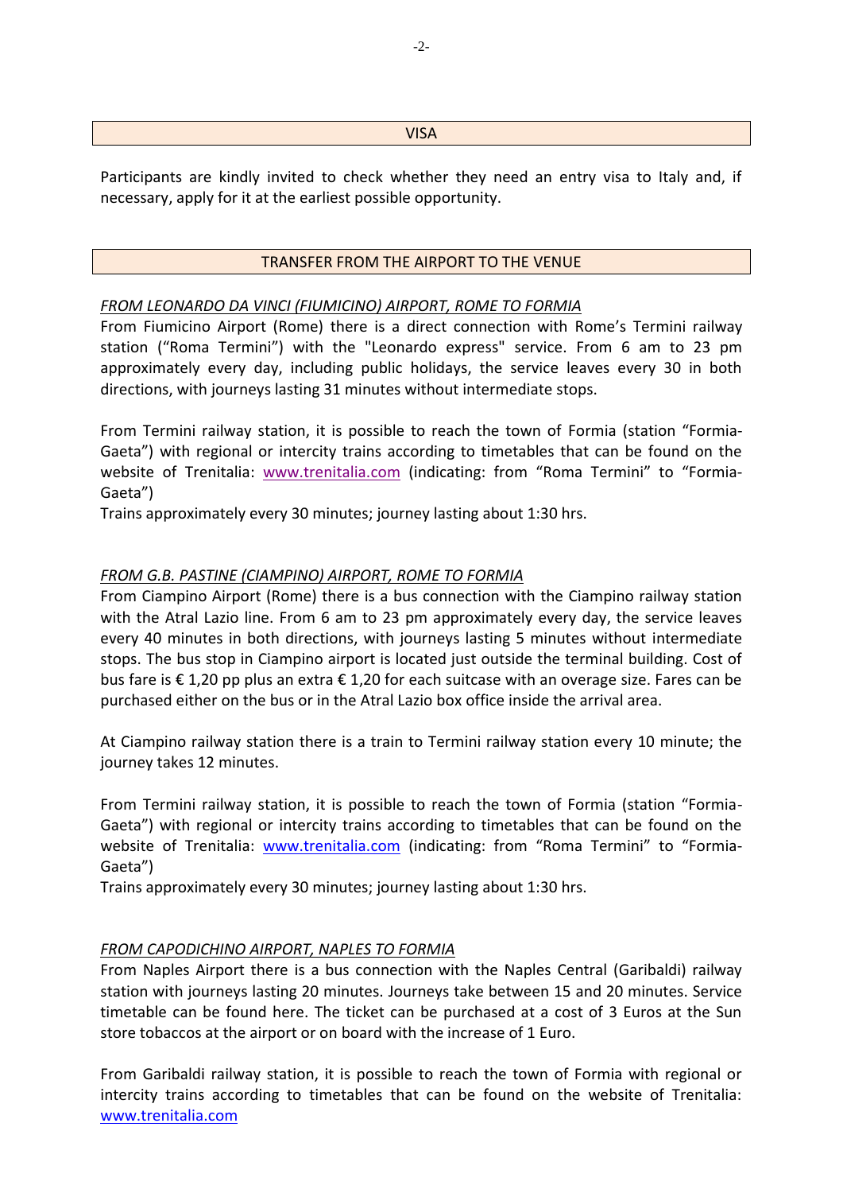## VISA

Participants are kindly invited to check whether they need an entry visa to Italy and, if necessary, apply for it at the earliest possible opportunity.

## TRANSFER FROM THE AIRPORT TO THE VENUE

*FROM LEONARDO DA VINCI (FIUMICINO) AIRPORT, ROME TO FORMIA*

From Fiumicino Airport (Rome) there is a direct connection with Rome's Termini railway station ("Roma Termini") with the "Leonardo express" service. From 6 am to 23 pm approximately every day, including public holidays, the service leaves every 30 in both directions, with journeys lasting 31 minutes without intermediate stops.

From Termini railway station, it is possible to reach the town of Formia (station "Formia-Gaeta") with regional or intercity trains according to timetables that can be found on the website of Trenitalia: www.trenitalia.com (indicating: from "Roma Termini" to "Formia-Gaeta")
Trains approximately every 30 minutes; journey lasting about 1:30 hrs.

*FROM G.B. PASTINE (CIAMPINO) AIRPORT, ROME TO FORMIA*

From Ciampino Airport (Rome) there is a bus connection with the Ciampino railway station with the Atral Lazio line. From 6 am to 23 pm approximately every day, the service leaves every 40 minutes in both directions, with journeys lasting 5 minutes without intermediate stops. The bus stop in Ciampino airport is located just outside the terminal building. Cost of bus fare is € 1,20 pp plus an extra € 1,20 for each suitcase with an overage size. Fares can be purchased either on the bus or in the Atral Lazio box office inside the arrival area.

At Ciampino railway station there is a train to Termini railway station every 10 minute; the journey takes 12 minutes.

From Termini railway station, it is possible to reach the town of Formia (station "Formia-Gaeta") with regional or intercity trains according to timetables that can be found on the website of Trenitalia: www.trenitalia.com (indicating: from "Roma Termini" to "Formia-Gaeta")
Trains approximately every 30 minutes; journey lasting about 1:30 hrs.

*FROM CAPODICHINO AIRPORT, NAPLES TO FORMIA*

From Naples Airport there is a bus connection with the Naples Central (Garibaldi) railway station with journeys lasting 20 minutes. Journeys take between 15 and 20 minutes. Service timetable can be found here. The ticket can be purchased at a cost of 3 Euros at the Sun store tobaccos at the airport or on board with the increase of 1 Euro.

From Garibaldi railway station, it is possible to reach the town of Formia with regional or intercity trains according to timetables that can be found on the website of Trenitalia: www.trenitalia.com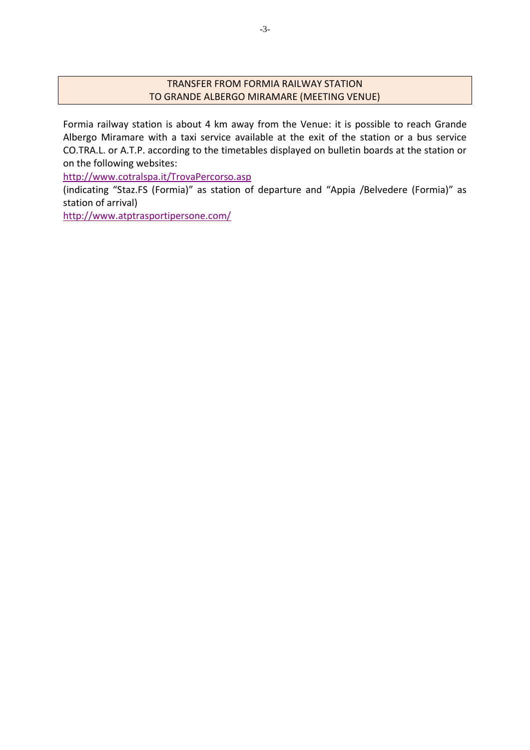## TRANSFER FROM FORMIA RAILWAY STATION TO GRANDE ALBERGO MIRAMARE (MEETING VENUE)

Formia railway station is about 4 km away from the Venue: it is possible to reach Grande Albergo Miramare with a taxi service available at the exit of the station or a bus service CO.TRA.L. or A.T.P. according to the timetables displayed on bulletin boards at the station or on the following websites:

http://www.cotralspa.it/TrovaPercorso.asp

(indicating "Staz.FS (Formia)" as station of departure and "Appia /Belvedere (Formia)" as station of arrival)

http://www.atptrasportipersone.com/